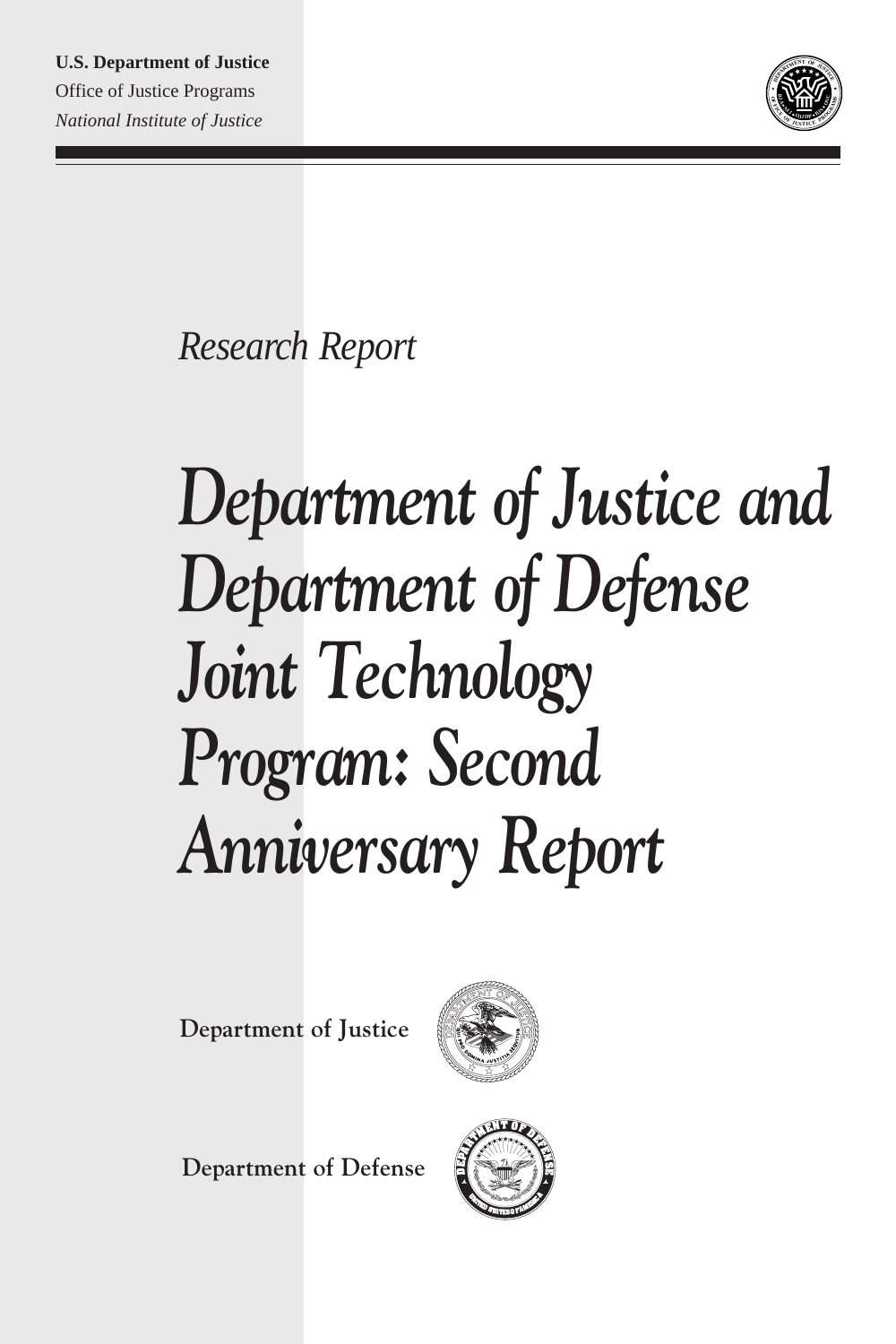**U.S. Department of Justice**
Office of Justice Programs
*National Institute of Justice*

*Research Report*

# *Department of Justice and Department of Defense Joint Technology Program: Second Anniversary Report*

Department of Justice

Department of Defense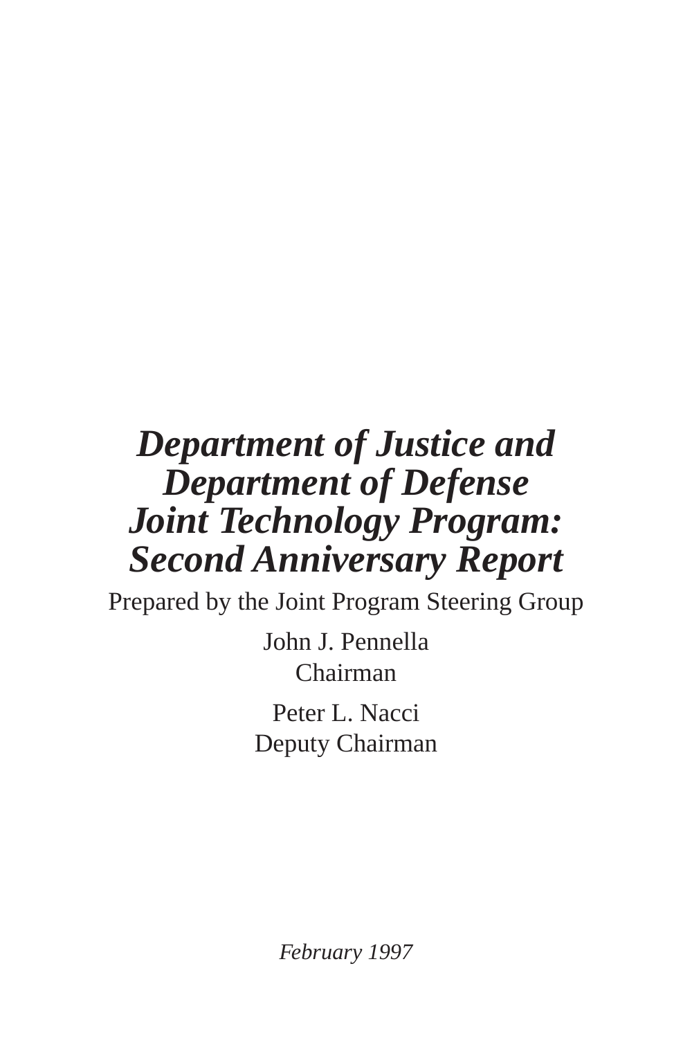# *Department of Justice and Department of Defense Joint Technology Program: Second Anniversary Report*

Prepared by the Joint Program Steering Group

John J. Pennella
Chairman

Peter L. Nacci
Deputy Chairman

*February 1997*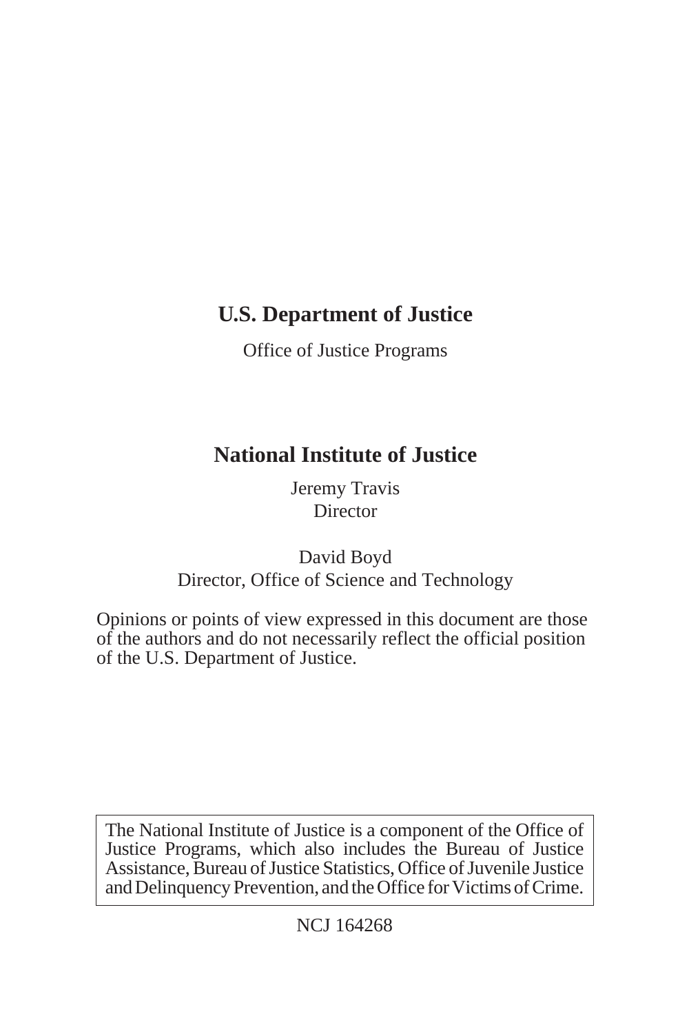**U.S. Department of Justice**

Office of Justice Programs

**National Institute of Justice**

Jeremy Travis
Director

David Boyd
Director, Office of Science and Technology

Opinions or points of view expressed in this document are those of the authors and do not necessarily reflect the official position of the U.S. Department of Justice.

The National Institute of Justice is a component of the Office of Justice Programs, which also includes the Bureau of Justice Assistance, Bureau of Justice Statistics, Office of Juvenile Justice and Delinquency Prevention, and the Office for Victims of Crime.

NCJ 164268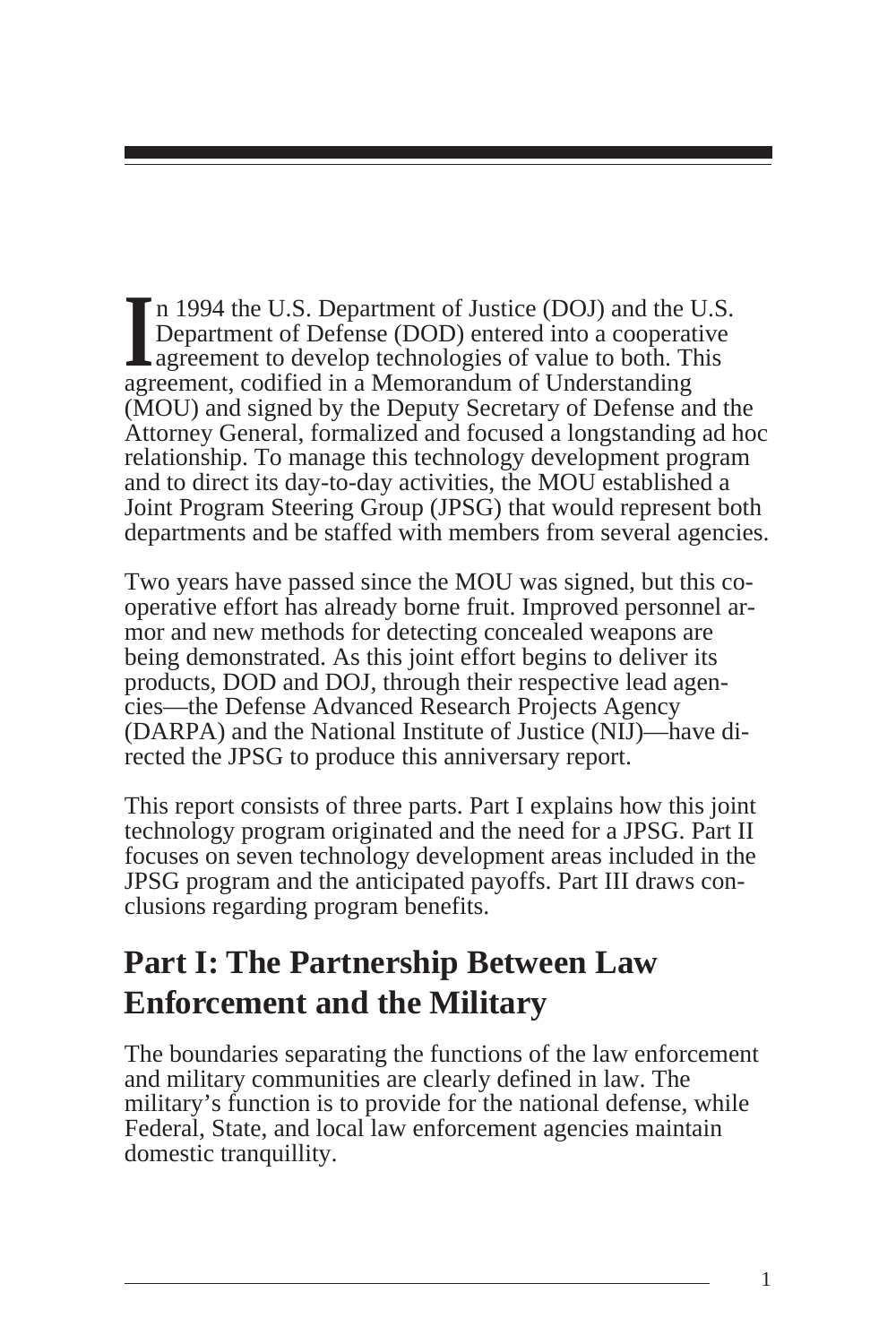In 1994 the U.S. Department of Justice (DOJ) and the U.S. Department of Defense (DOD) entered into a cooperative agreement to develop technologies of value to both. This agreement, codified in a Memorandum of Understanding (MOU) and signed by the Deputy Secretary of Defense and the Attorney General, formalized and focused a longstanding ad hoc relationship. To manage this technology development program and to direct its day-to-day activities, the MOU established a Joint Program Steering Group (JPSG) that would represent both departments and be staffed with members from several agencies.

Two years have passed since the MOU was signed, but this cooperative effort has already borne fruit. Improved personnel armor and new methods for detecting concealed weapons are being demonstrated. As this joint effort begins to deliver its products, DOD and DOJ, through their respective lead agencies—the Defense Advanced Research Projects Agency (DARPA) and the National Institute of Justice (NIJ)—have directed the JPSG to produce this anniversary report.

This report consists of three parts. Part I explains how this joint technology program originated and the need for a JPSG. Part II focuses on seven technology development areas included in the JPSG program and the anticipated payoffs. Part III draws conclusions regarding program benefits.

## Part I: The Partnership Between Law Enforcement and the Military

The boundaries separating the functions of the law enforcement and military communities are clearly defined in law. The military's function is to provide for the national defense, while Federal, State, and local law enforcement agencies maintain domestic tranquillity.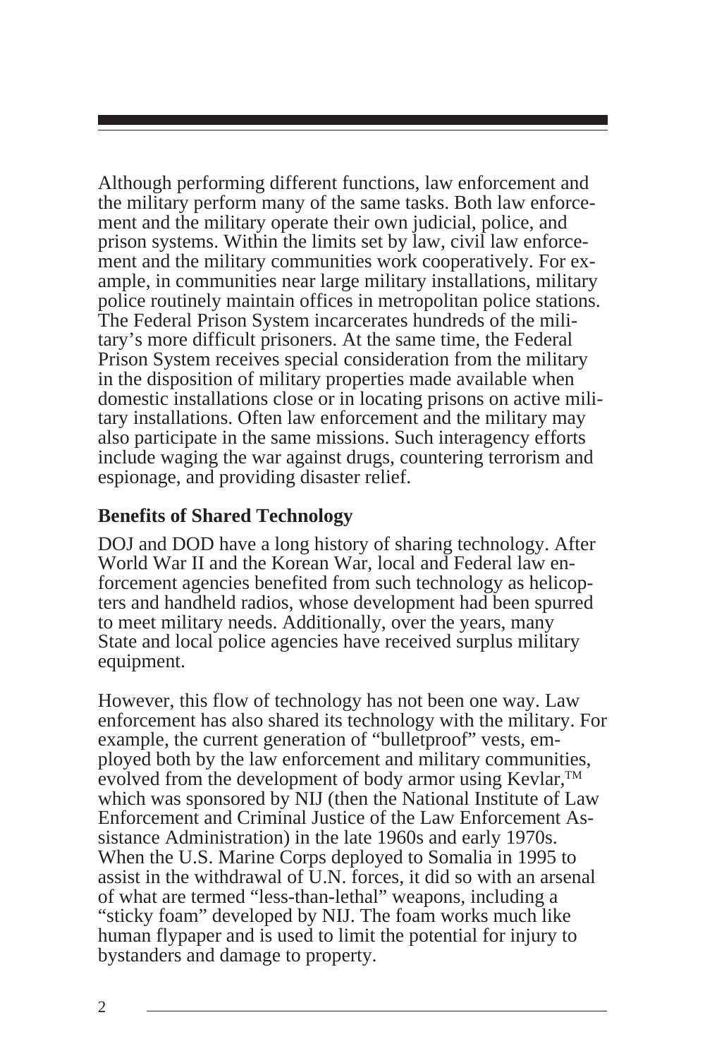Although performing different functions, law enforcement and the military perform many of the same tasks. Both law enforcement and the military operate their own judicial, police, and prison systems. Within the limits set by law, civil law enforcement and the military communities work cooperatively. For example, in communities near large military installations, military police routinely maintain offices in metropolitan police stations. The Federal Prison System incarcerates hundreds of the military's more difficult prisoners. At the same time, the Federal Prison System receives special consideration from the military in the disposition of military properties made available when domestic installations close or in locating prisons on active military installations. Often law enforcement and the military may also participate in the same missions. Such interagency efforts include waging the war against drugs, countering terrorism and espionage, and providing disaster relief.

### Benefits of Shared Technology

DOJ and DOD have a long history of sharing technology. After World War II and the Korean War, local and Federal law enforcement agencies benefited from such technology as helicopters and handheld radios, whose development had been spurred to meet military needs. Additionally, over the years, many State and local police agencies have received surplus military equipment.

However, this flow of technology has not been one way. Law enforcement has also shared its technology with the military. For example, the current generation of "bulletproof" vests, employed both by the law enforcement and military communities, evolved from the development of body armor using Kevlar,™ which was sponsored by NIJ (then the National Institute of Law Enforcement and Criminal Justice of the Law Enforcement Assistance Administration) in the late 1960s and early 1970s. When the U.S. Marine Corps deployed to Somalia in 1995 to assist in the withdrawal of U.N. forces, it did so with an arsenal of what are termed "less-than-lethal" weapons, including a "sticky foam" developed by NIJ. The foam works much like human flypaper and is used to limit the potential for injury to bystanders and damage to property.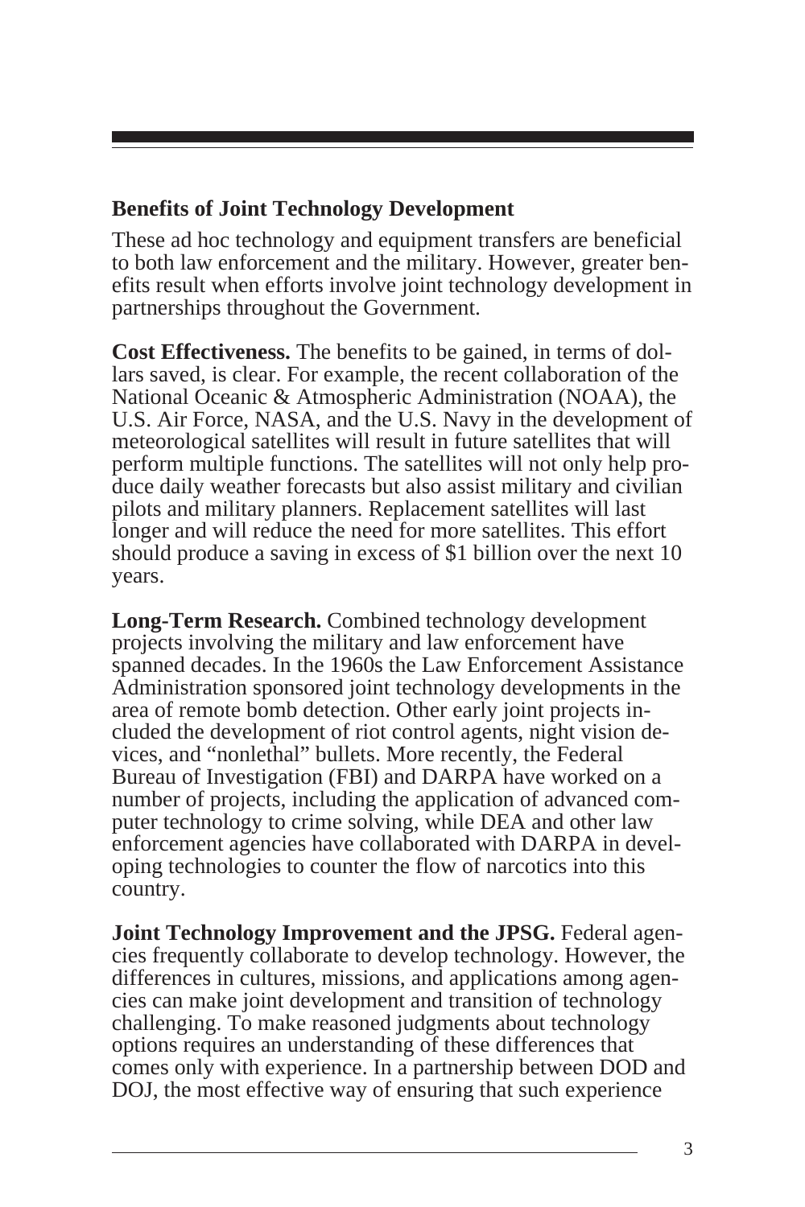## Benefits of Joint Technology Development

These ad hoc technology and equipment transfers are beneficial to both law enforcement and the military. However, greater benefits result when efforts involve joint technology development in partnerships throughout the Government.

**Cost Effectiveness.** The benefits to be gained, in terms of dollars saved, is clear. For example, the recent collaboration of the National Oceanic & Atmospheric Administration (NOAA), the U.S. Air Force, NASA, and the U.S. Navy in the development of meteorological satellites will result in future satellites that will perform multiple functions. The satellites will not only help produce daily weather forecasts but also assist military and civilian pilots and military planners. Replacement satellites will last longer and will reduce the need for more satellites. This effort should produce a saving in excess of $1 billion over the next 10 years.

**Long-Term Research.** Combined technology development projects involving the military and law enforcement have spanned decades. In the 1960s the Law Enforcement Assistance Administration sponsored joint technology developments in the area of remote bomb detection. Other early joint projects included the development of riot control agents, night vision devices, and "nonlethal" bullets. More recently, the Federal Bureau of Investigation (FBI) and DARPA have worked on a number of projects, including the application of advanced computer technology to crime solving, while DEA and other law enforcement agencies have collaborated with DARPA in developing technologies to counter the flow of narcotics into this country.

**Joint Technology Improvement and the JPSG.** Federal agencies frequently collaborate to develop technology. However, the differences in cultures, missions, and applications among agencies can make joint development and transition of technology challenging. To make reasoned judgments about technology options requires an understanding of these differences that comes only with experience. In a partnership between DOD and DOJ, the most effective way of ensuring that such experience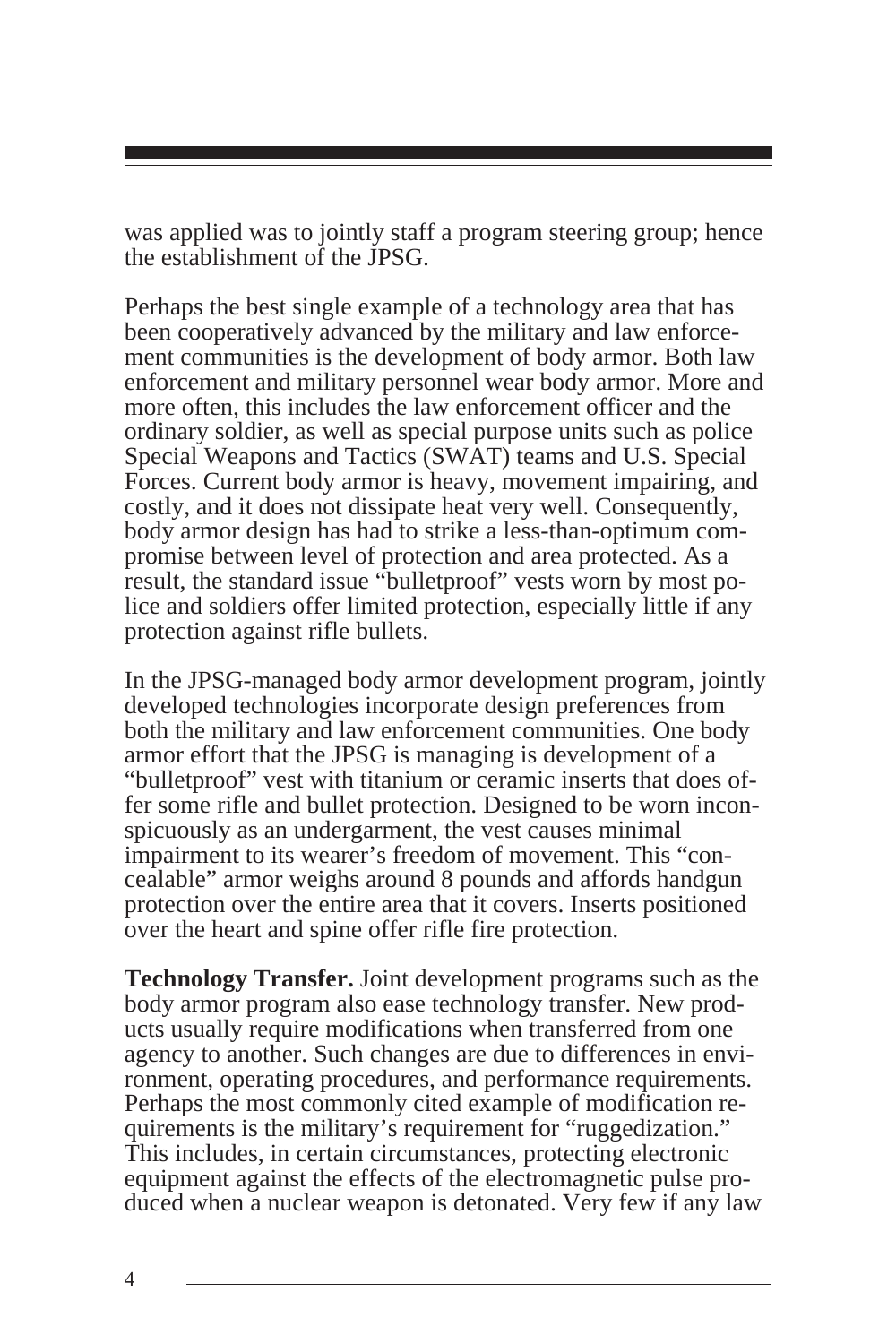was applied was to jointly staff a program steering group; hence the establishment of the JPSG.

Perhaps the best single example of a technology area that has been cooperatively advanced by the military and law enforcement communities is the development of body armor. Both law enforcement and military personnel wear body armor. More and more often, this includes the law enforcement officer and the ordinary soldier, as well as special purpose units such as police Special Weapons and Tactics (SWAT) teams and U.S. Special Forces. Current body armor is heavy, movement impairing, and costly, and it does not dissipate heat very well. Consequently, body armor design has had to strike a less-than-optimum compromise between level of protection and area protected. As a result, the standard issue "bulletproof" vests worn by most police and soldiers offer limited protection, especially little if any protection against rifle bullets.

In the JPSG-managed body armor development program, jointly developed technologies incorporate design preferences from both the military and law enforcement communities. One body armor effort that the JPSG is managing is development of a "bulletproof" vest with titanium or ceramic inserts that does offer some rifle and bullet protection. Designed to be worn inconspicuously as an undergarment, the vest causes minimal impairment to its wearer's freedom of movement. This "concealable" armor weighs around 8 pounds and affords handgun protection over the entire area that it covers. Inserts positioned over the heart and spine offer rifle fire protection.

**Technology Transfer.** Joint development programs such as the body armor program also ease technology transfer. New products usually require modifications when transferred from one agency to another. Such changes are due to differences in environment, operating procedures, and performance requirements. Perhaps the most commonly cited example of modification requirements is the military's requirement for "ruggedization." This includes, in certain circumstances, protecting electronic equipment against the effects of the electromagnetic pulse produced when a nuclear weapon is detonated. Very few if any law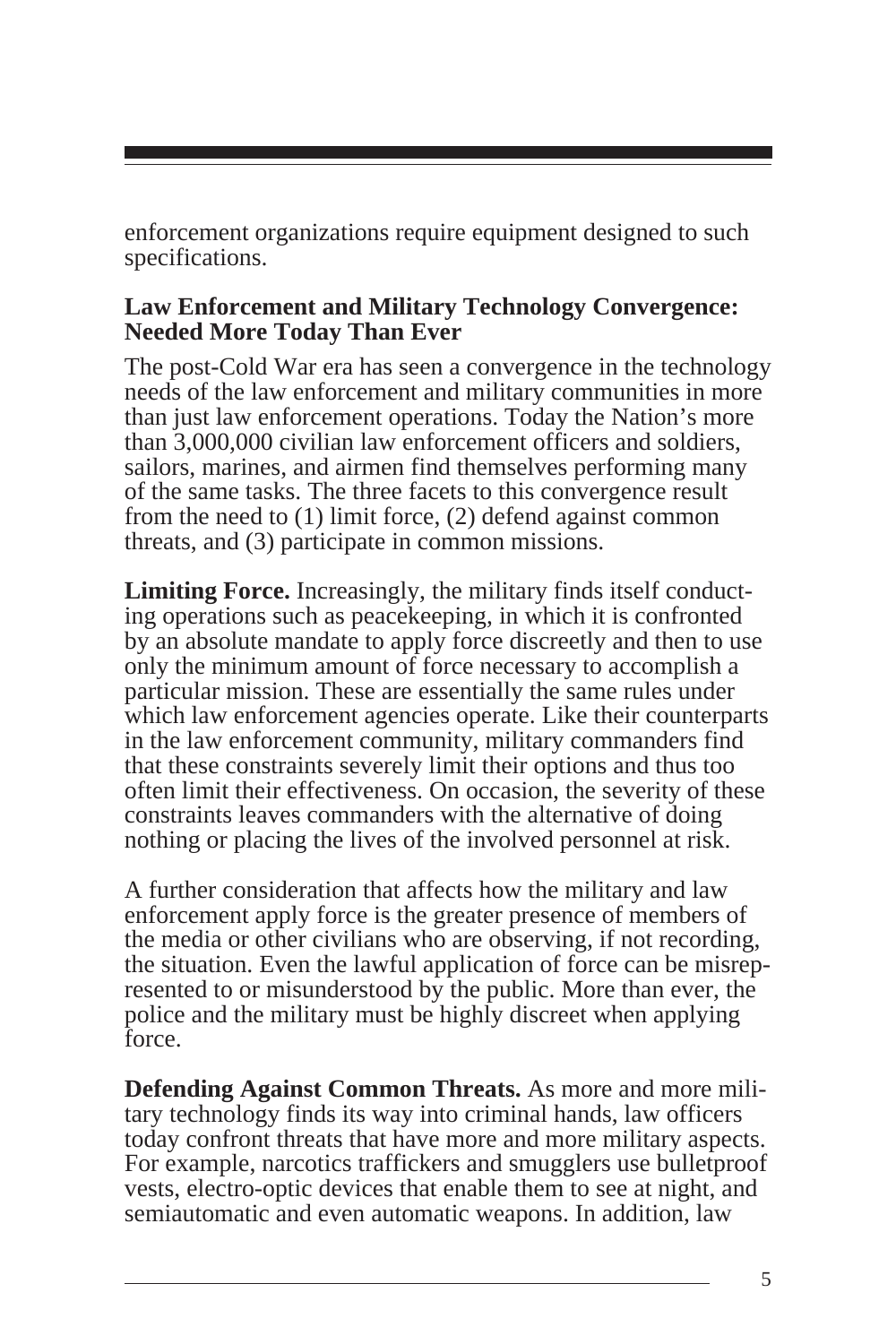enforcement organizations require equipment designed to such specifications.

**Law Enforcement and Military Technology Convergence: Needed More Today Than Ever**

The post-Cold War era has seen a convergence in the technology needs of the law enforcement and military communities in more than just law enforcement operations. Today the Nation's more than 3,000,000 civilian law enforcement officers and soldiers, sailors, marines, and airmen find themselves performing many of the same tasks. The three facets to this convergence result from the need to (1) limit force, (2) defend against common threats, and (3) participate in common missions.

**Limiting Force.** Increasingly, the military finds itself conducting operations such as peacekeeping, in which it is confronted by an absolute mandate to apply force discreetly and then to use only the minimum amount of force necessary to accomplish a particular mission. These are essentially the same rules under which law enforcement agencies operate. Like their counterparts in the law enforcement community, military commanders find that these constraints severely limit their options and thus too often limit their effectiveness. On occasion, the severity of these constraints leaves commanders with the alternative of doing nothing or placing the lives of the involved personnel at risk.

A further consideration that affects how the military and law enforcement apply force is the greater presence of members of the media or other civilians who are observing, if not recording, the situation. Even the lawful application of force can be misrepresented to or misunderstood by the public. More than ever, the police and the military must be highly discreet when applying force.

**Defending Against Common Threats.** As more and more military technology finds its way into criminal hands, law officers today confront threats that have more and more military aspects. For example, narcotics traffickers and smugglers use bulletproof vests, electro-optic devices that enable them to see at night, and semiautomatic and even automatic weapons. In addition, law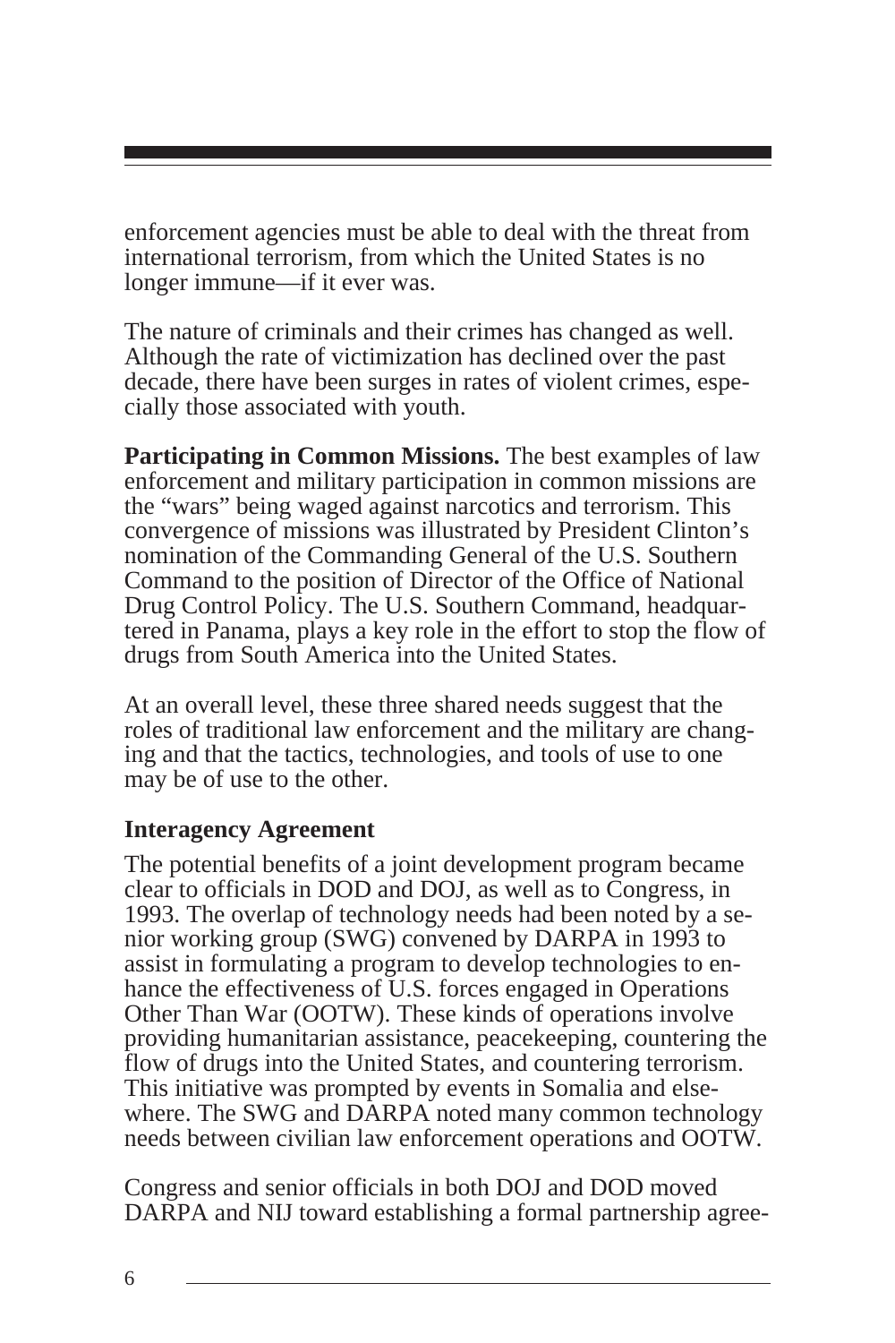enforcement agencies must be able to deal with the threat from international terrorism, from which the United States is no longer immune—if it ever was.

The nature of criminals and their crimes has changed as well. Although the rate of victimization has declined over the past decade, there have been surges in rates of violent crimes, especially those associated with youth.

**Participating in Common Missions.** The best examples of law enforcement and military participation in common missions are the "wars" being waged against narcotics and terrorism. This convergence of missions was illustrated by President Clinton's nomination of the Commanding General of the U.S. Southern Command to the position of Director of the Office of National Drug Control Policy. The U.S. Southern Command, headquartered in Panama, plays a key role in the effort to stop the flow of drugs from South America into the United States.

At an overall level, these three shared needs suggest that the roles of traditional law enforcement and the military are changing and that the tactics, technologies, and tools of use to one may be of use to the other.

### Interagency Agreement

The potential benefits of a joint development program became clear to officials in DOD and DOJ, as well as to Congress, in 1993. The overlap of technology needs had been noted by a senior working group (SWG) convened by DARPA in 1993 to assist in formulating a program to develop technologies to enhance the effectiveness of U.S. forces engaged in Operations Other Than War (OOTW). These kinds of operations involve providing humanitarian assistance, peacekeeping, countering the flow of drugs into the United States, and countering terrorism. This initiative was prompted by events in Somalia and elsewhere. The SWG and DARPA noted many common technology needs between civilian law enforcement operations and OOTW.

Congress and senior officials in both DOJ and DOD moved DARPA and NIJ toward establishing a formal partnership agree-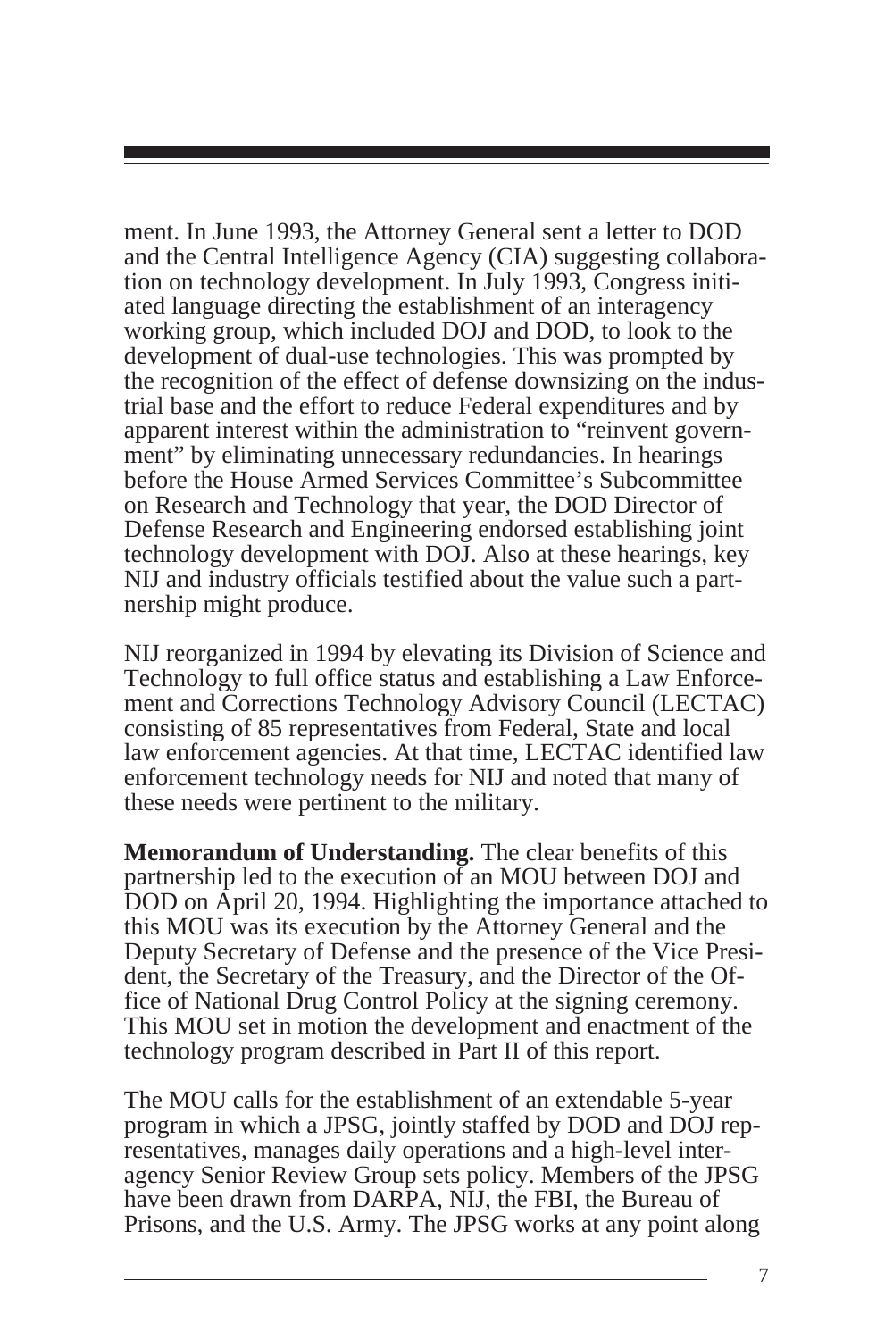ment. In June 1993, the Attorney General sent a letter to DOD and the Central Intelligence Agency (CIA) suggesting collaboration on technology development. In July 1993, Congress initiated language directing the establishment of an interagency working group, which included DOJ and DOD, to look to the development of dual-use technologies. This was prompted by the recognition of the effect of defense downsizing on the industrial base and the effort to reduce Federal expenditures and by apparent interest within the administration to "reinvent government" by eliminating unnecessary redundancies. In hearings before the House Armed Services Committee's Subcommittee on Research and Technology that year, the DOD Director of Defense Research and Engineering endorsed establishing joint technology development with DOJ. Also at these hearings, key NIJ and industry officials testified about the value such a partnership might produce.

NIJ reorganized in 1994 by elevating its Division of Science and Technology to full office status and establishing a Law Enforcement and Corrections Technology Advisory Council (LECTAC) consisting of 85 representatives from Federal, State and local law enforcement agencies. At that time, LECTAC identified law enforcement technology needs for NIJ and noted that many of these needs were pertinent to the military.

**Memorandum of Understanding.** The clear benefits of this partnership led to the execution of an MOU between DOJ and DOD on April 20, 1994. Highlighting the importance attached to this MOU was its execution by the Attorney General and the Deputy Secretary of Defense and the presence of the Vice President, the Secretary of the Treasury, and the Director of the Office of National Drug Control Policy at the signing ceremony. This MOU set in motion the development and enactment of the technology program described in Part II of this report.

The MOU calls for the establishment of an extendable 5-year program in which a JPSG, jointly staffed by DOD and DOJ representatives, manages daily operations and a high-level interagency Senior Review Group sets policy. Members of the JPSG have been drawn from DARPA, NIJ, the FBI, the Bureau of Prisons, and the U.S. Army. The JPSG works at any point along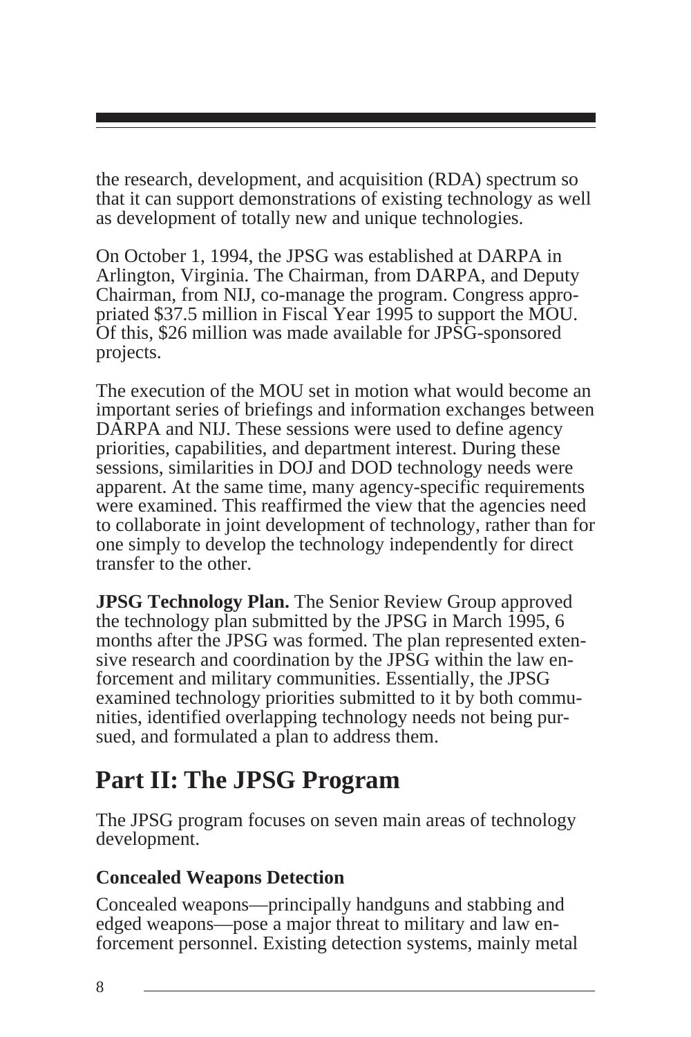the research, development, and acquisition (RDA) spectrum so that it can support demonstrations of existing technology as well as development of totally new and unique technologies.

On October 1, 1994, the JPSG was established at DARPA in Arlington, Virginia. The Chairman, from DARPA, and Deputy Chairman, from NIJ, co-manage the program. Congress appropriated $37.5 million in Fiscal Year 1995 to support the MOU. Of this, $26 million was made available for JPSG-sponsored projects.

The execution of the MOU set in motion what would become an important series of briefings and information exchanges between DARPA and NIJ. These sessions were used to define agency priorities, capabilities, and department interest. During these sessions, similarities in DOJ and DOD technology needs were apparent. At the same time, many agency-specific requirements were examined. This reaffirmed the view that the agencies need to collaborate in joint development of technology, rather than for one simply to develop the technology independently for direct transfer to the other.

**JPSG Technology Plan.** The Senior Review Group approved the technology plan submitted by the JPSG in March 1995, 6 months after the JPSG was formed. The plan represented extensive research and coordination by the JPSG within the law enforcement and military communities. Essentially, the JPSG examined technology priorities submitted to it by both communities, identified overlapping technology needs not being pursued, and formulated a plan to address them.

## Part II: The JPSG Program

The JPSG program focuses on seven main areas of technology development.

### Concealed Weapons Detection

Concealed weapons—principally handguns and stabbing and edged weapons—pose a major threat to military and law enforcement personnel. Existing detection systems, mainly metal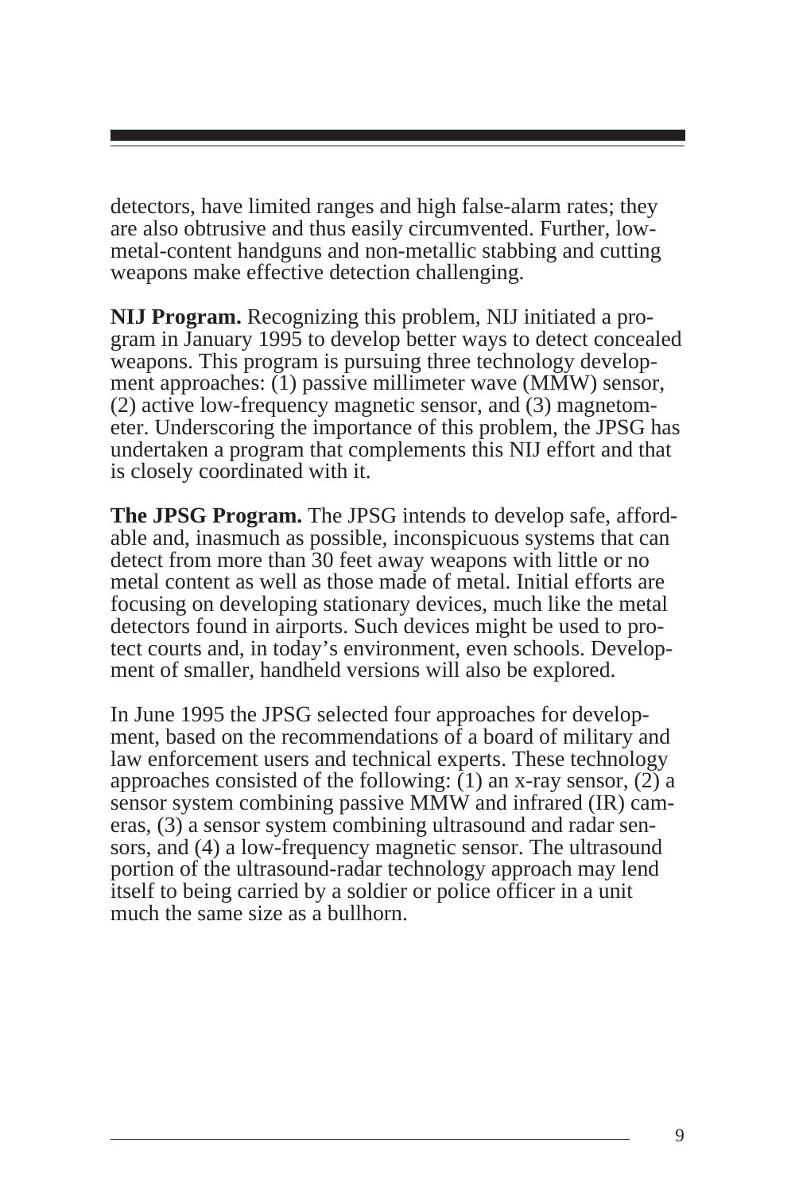detectors, have limited ranges and high false-alarm rates; they are also obtrusive and thus easily circumvented. Further, low-metal-content handguns and non-metallic stabbing and cutting weapons make effective detection challenging.

**NIJ Program.** Recognizing this problem, NIJ initiated a program in January 1995 to develop better ways to detect concealed weapons. This program is pursuing three technology development approaches: (1) passive millimeter wave (MMW) sensor, (2) active low-frequency magnetic sensor, and (3) magnetometer. Underscoring the importance of this problem, the JPSG has undertaken a program that complements this NIJ effort and that is closely coordinated with it.

**The JPSG Program.** The JPSG intends to develop safe, affordable and, inasmuch as possible, inconspicuous systems that can detect from more than 30 feet away weapons with little or no metal content as well as those made of metal. Initial efforts are focusing on developing stationary devices, much like the metal detectors found in airports. Such devices might be used to protect courts and, in today's environment, even schools. Development of smaller, handheld versions will also be explored.

In June 1995 the JPSG selected four approaches for development, based on the recommendations of a board of military and law enforcement users and technical experts. These technology approaches consisted of the following: (1) an x-ray sensor, (2) a sensor system combining passive MMW and infrared (IR) cameras, (3) a sensor system combining ultrasound and radar sensors, and (4) a low-frequency magnetic sensor. The ultrasound portion of the ultrasound-radar technology approach may lend itself to being carried by a soldier or police officer in a unit much the same size as a bullhorn.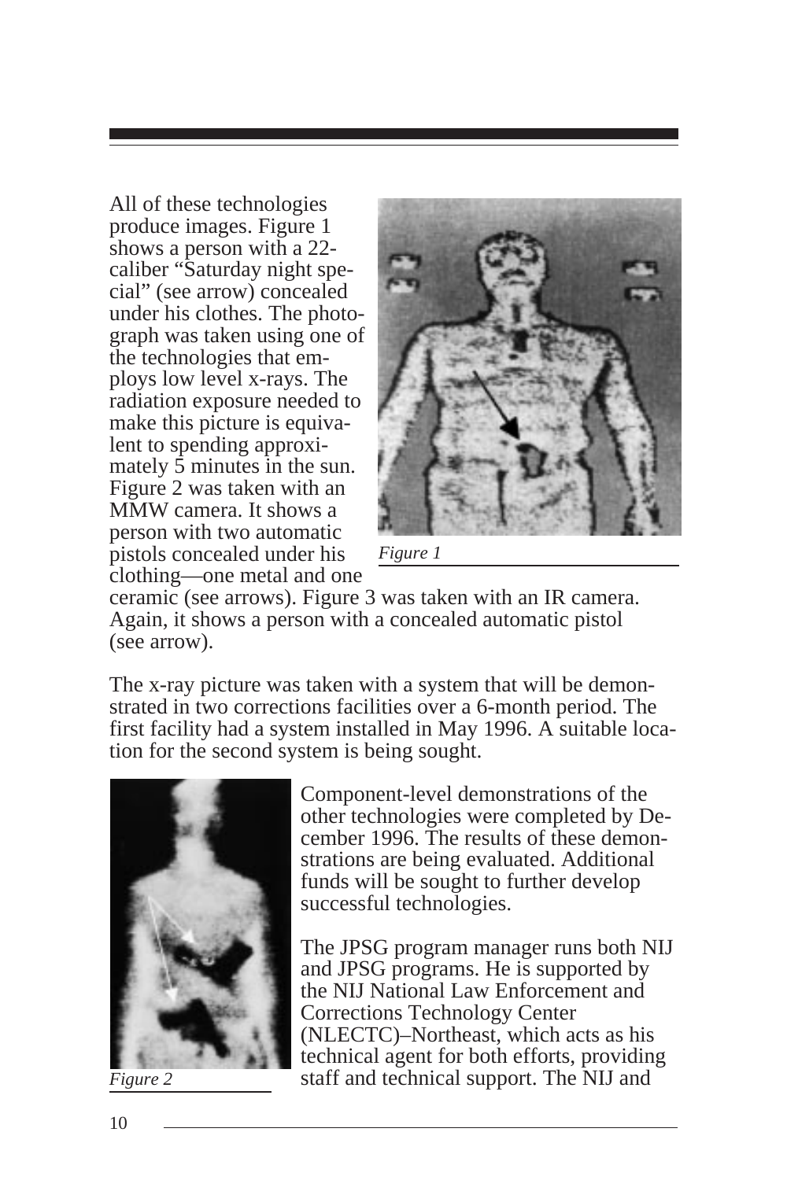All of these technologies produce images. Figure 1 shows a person with a 22-caliber "Saturday night special" (see arrow) concealed under his clothes. The photograph was taken using one of the technologies that employs low level x-rays. The radiation exposure needed to make this picture is equivalent to spending approximately 5 minutes in the sun. Figure 2 was taken with an MMW camera. It shows a person with two automatic pistols concealed under his clothing—one metal and one ceramic (see arrows). Figure 3 was taken with an IR camera. Again, it shows a person with a concealed automatic pistol (see arrow).

*Figure 1*

The x-ray picture was taken with a system that will be demonstrated in two corrections facilities over a 6-month period. The first facility had a system installed in May 1996. A suitable location for the second system is being sought.

*Figure 2*

Component-level demonstrations of the other technologies were completed by December 1996. The results of these demonstrations are being evaluated. Additional funds will be sought to further develop successful technologies.

The JPSG program manager runs both NIJ and JPSG programs. He is supported by the NIJ National Law Enforcement and Corrections Technology Center (NLECTC)–Northeast, which acts as his technical agent for both efforts, providing staff and technical support. The NIJ and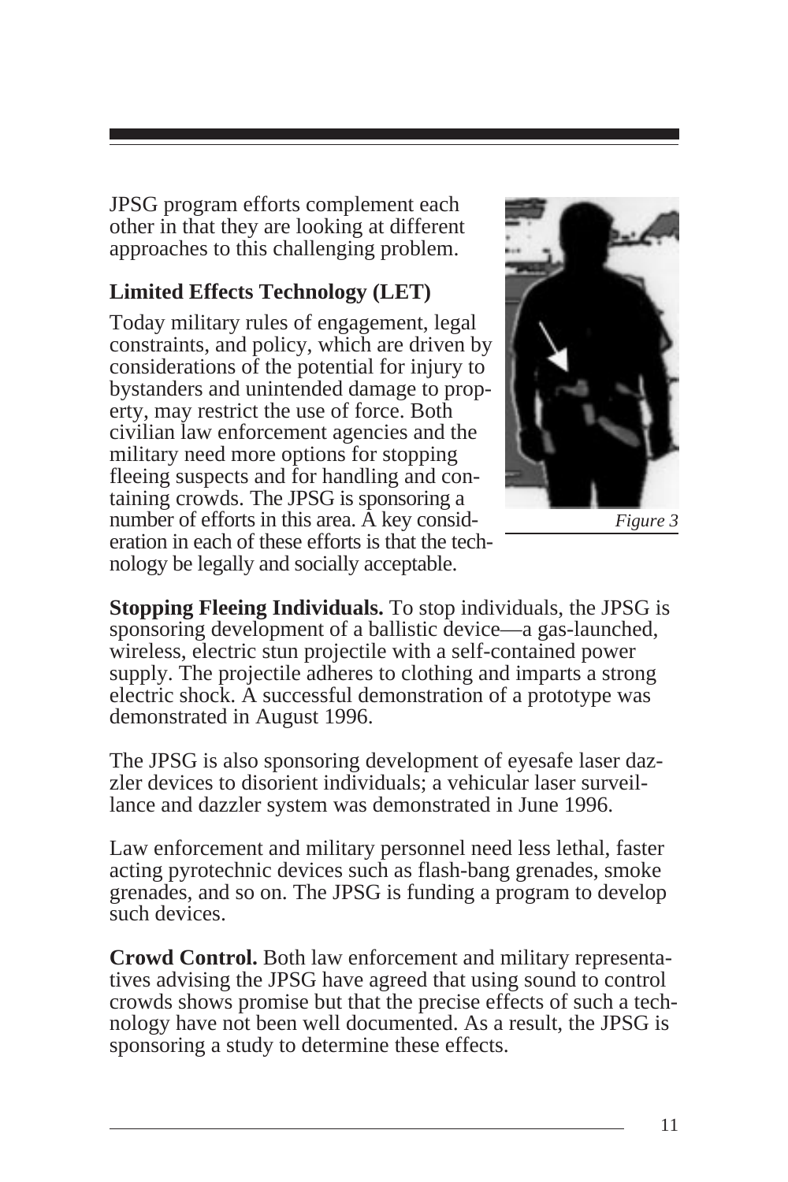JPSG program efforts complement each other in that they are looking at different approaches to this challenging problem.

**Limited Effects Technology (LET)**

Today military rules of engagement, legal constraints, and policy, which are driven by considerations of the potential for injury to bystanders and unintended damage to property, may restrict the use of force. Both civilian law enforcement agencies and the military need more options for stopping fleeing suspects and for handling and containing crowds. The JPSG is sponsoring a number of efforts in this area. A key consideration in each of these efforts is that the technology be legally and socially acceptable.

*Figure 3*

**Stopping Fleeing Individuals.** To stop individuals, the JPSG is sponsoring development of a ballistic device—a gas-launched, wireless, electric stun projectile with a self-contained power supply. The projectile adheres to clothing and imparts a strong electric shock. A successful demonstration of a prototype was demonstrated in August 1996.

The JPSG is also sponsoring development of eyesafe laser dazzler devices to disorient individuals; a vehicular laser surveillance and dazzler system was demonstrated in June 1996.

Law enforcement and military personnel need less lethal, faster acting pyrotechnic devices such as flash-bang grenades, smoke grenades, and so on. The JPSG is funding a program to develop such devices.

**Crowd Control.** Both law enforcement and military representatives advising the JPSG have agreed that using sound to control crowds shows promise but that the precise effects of such a technology have not been well documented. As a result, the JPSG is sponsoring a study to determine these effects.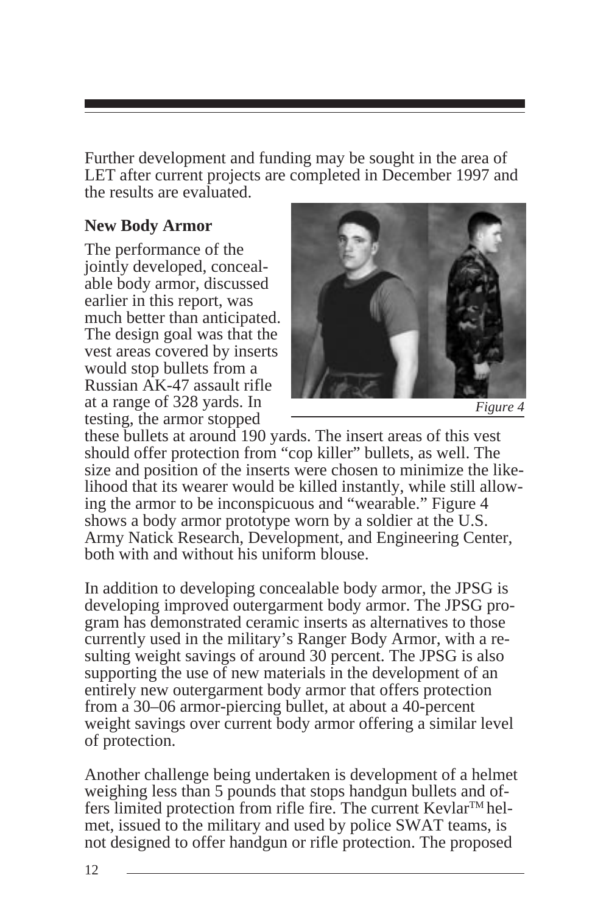Further development and funding may be sought in the area of LET after current projects are completed in December 1997 and the results are evaluated.

### New Body Armor

The performance of the jointly developed, concealable body armor, discussed earlier in this report, was much better than anticipated. The design goal was that the vest areas covered by inserts would stop bullets from a Russian AK-47 assault rifle at a range of 328 yards. In testing, the armor stopped these bullets at around 190 yards. The insert areas of this vest should offer protection from "cop killer" bullets, as well. The size and position of the inserts were chosen to minimize the likelihood that its wearer would be killed instantly, while still allowing the armor to be inconspicuous and "wearable." Figure 4 shows a body armor prototype worn by a soldier at the U.S. Army Natick Research, Development, and Engineering Center, both with and without his uniform blouse.

*Figure 4*

In addition to developing concealable body armor, the JPSG is developing improved outergarment body armor. The JPSG program has demonstrated ceramic inserts as alternatives to those currently used in the military's Ranger Body Armor, with a resulting weight savings of around 30 percent. The JPSG is also supporting the use of new materials in the development of an entirely new outergarment body armor that offers protection from a 30–06 armor-piercing bullet, at about a 40-percent weight savings over current body armor offering a similar level of protection.

Another challenge being undertaken is development of a helmet weighing less than 5 pounds that stops handgun bullets and offers limited protection from rifle fire. The current Kevlar™ helmet, issued to the military and used by police SWAT teams, is not designed to offer handgun or rifle protection. The proposed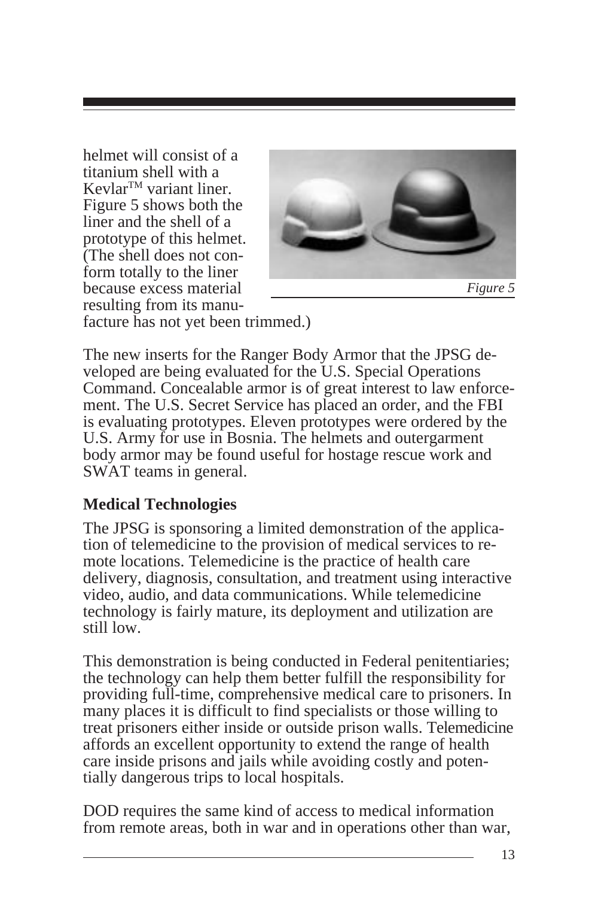helmet will consist of a titanium shell with a Kevlar™ variant liner. Figure 5 shows both the liner and the shell of a prototype of this helmet. (The shell does not conform totally to the liner because excess material resulting from its manufacture has not yet been trimmed.)

*Figure 5*

The new inserts for the Ranger Body Armor that the JPSG developed are being evaluated for the U.S. Special Operations Command. Concealable armor is of great interest to law enforcement. The U.S. Secret Service has placed an order, and the FBI is evaluating prototypes. Eleven prototypes were ordered by the U.S. Army for use in Bosnia. The helmets and outergarment body armor may be found useful for hostage rescue work and SWAT teams in general.

**Medical Technologies**

The JPSG is sponsoring a limited demonstration of the application of telemedicine to the provision of medical services to remote locations. Telemedicine is the practice of health care delivery, diagnosis, consultation, and treatment using interactive video, audio, and data communications. While telemedicine technology is fairly mature, its deployment and utilization are still low.

This demonstration is being conducted in Federal penitentiaries; the technology can help them better fulfill the responsibility for providing full-time, comprehensive medical care to prisoners. In many places it is difficult to find specialists or those willing to treat prisoners either inside or outside prison walls. Telemedicine affords an excellent opportunity to extend the range of health care inside prisons and jails while avoiding costly and potentially dangerous trips to local hospitals.

DOD requires the same kind of access to medical information from remote areas, both in war and in operations other than war,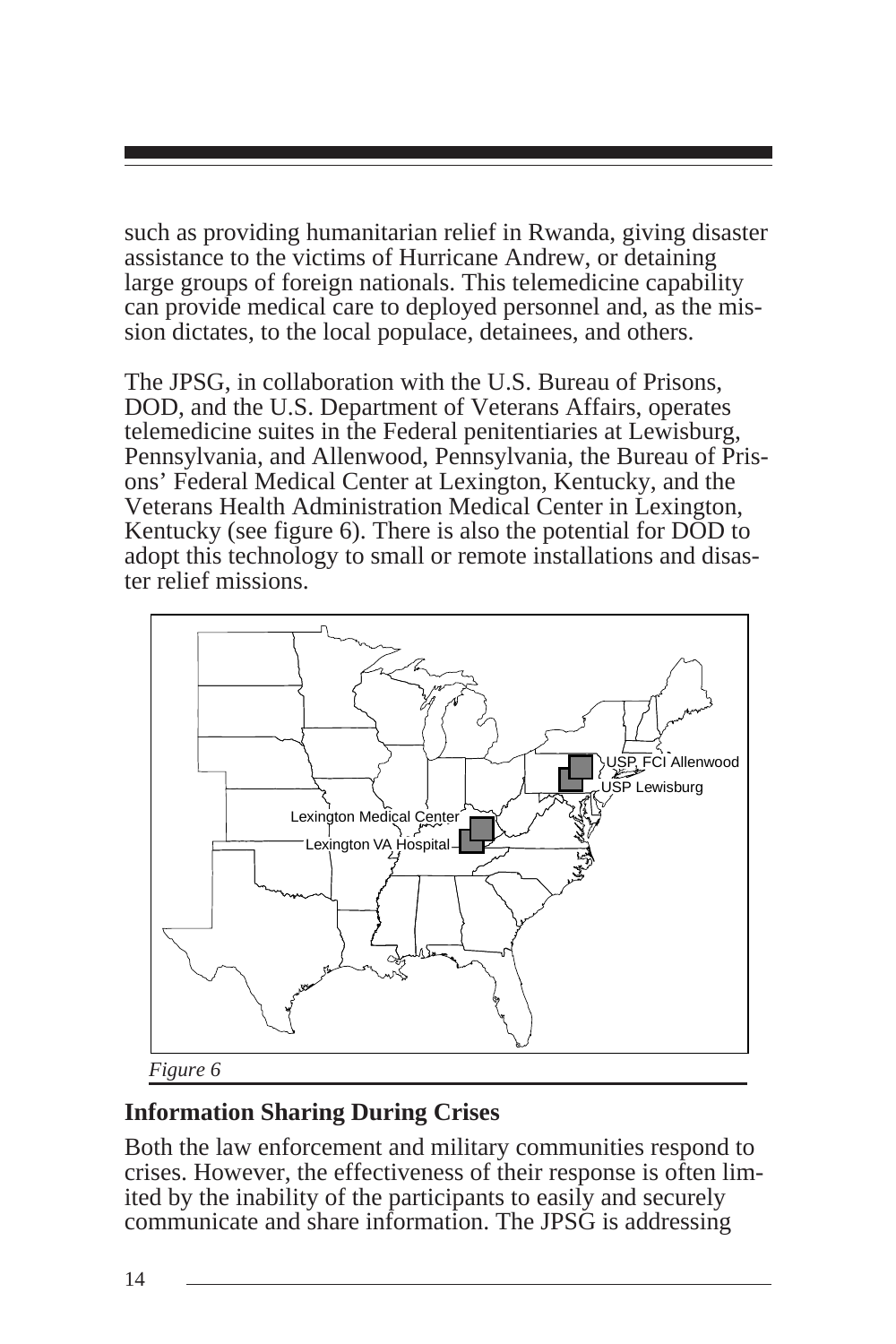such as providing humanitarian relief in Rwanda, giving disaster assistance to the victims of Hurricane Andrew, or detaining large groups of foreign nationals. This telemedicine capability can provide medical care to deployed personnel and, as the mission dictates, to the local populace, detainees, and others.

The JPSG, in collaboration with the U.S. Bureau of Prisons, DOD, and the U.S. Department of Veterans Affairs, operates telemedicine suites in the Federal penitentiaries at Lewisburg, Pennsylvania, and Allenwood, Pennsylvania, the Bureau of Prisons' Federal Medical Center at Lexington, Kentucky, and the Veterans Health Administration Medical Center in Lexington, Kentucky (see figure 6). There is also the potential for DOD to adopt this technology to small or remote installations and disaster relief missions.

*Figure 6*

## Information Sharing During Crises

Both the law enforcement and military communities respond to crises. However, the effectiveness of their response is often limited by the inability of the participants to easily and securely communicate and share information. The JPSG is addressing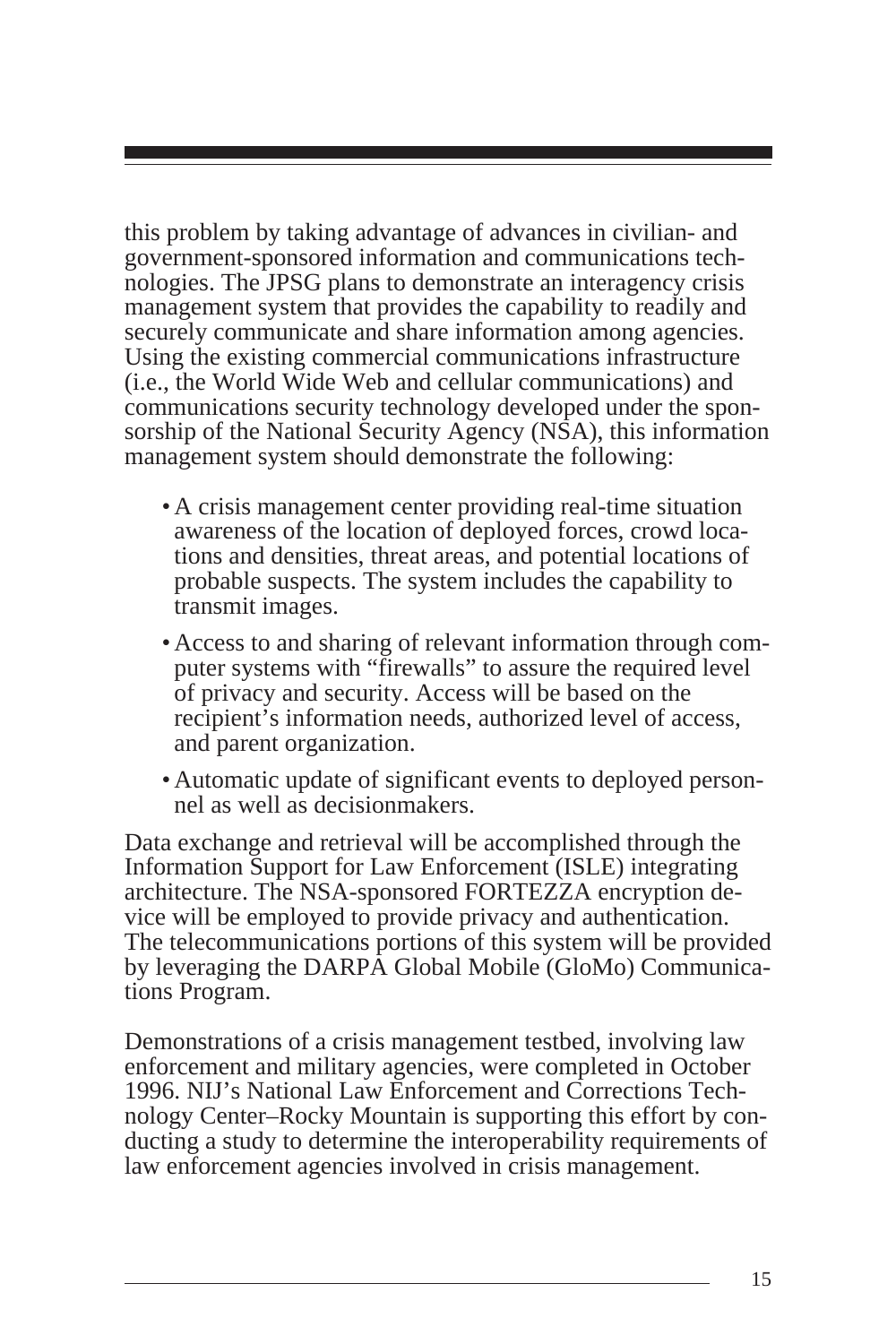this problem by taking advantage of advances in civilian- and government-sponsored information and communications technologies. The JPSG plans to demonstrate an interagency crisis management system that provides the capability to readily and securely communicate and share information among agencies. Using the existing commercial communications infrastructure (i.e., the World Wide Web and cellular communications) and communications security technology developed under the sponsorship of the National Security Agency (NSA), this information management system should demonstrate the following:

- A crisis management center providing real-time situation awareness of the location of deployed forces, crowd locations and densities, threat areas, and potential locations of probable suspects. The system includes the capability to transmit images.
- Access to and sharing of relevant information through computer systems with "firewalls" to assure the required level of privacy and security. Access will be based on the recipient's information needs, authorized level of access, and parent organization.
- Automatic update of significant events to deployed personnel as well as decisionmakers.

Data exchange and retrieval will be accomplished through the Information Support for Law Enforcement (ISLE) integrating architecture. The NSA-sponsored FORTEZZA encryption device will be employed to provide privacy and authentication. The telecommunications portions of this system will be provided by leveraging the DARPA Global Mobile (GloMo) Communications Program.

Demonstrations of a crisis management testbed, involving law enforcement and military agencies, were completed in October 1996. NIJ's National Law Enforcement and Corrections Technology Center–Rocky Mountain is supporting this effort by conducting a study to determine the interoperability requirements of law enforcement agencies involved in crisis management.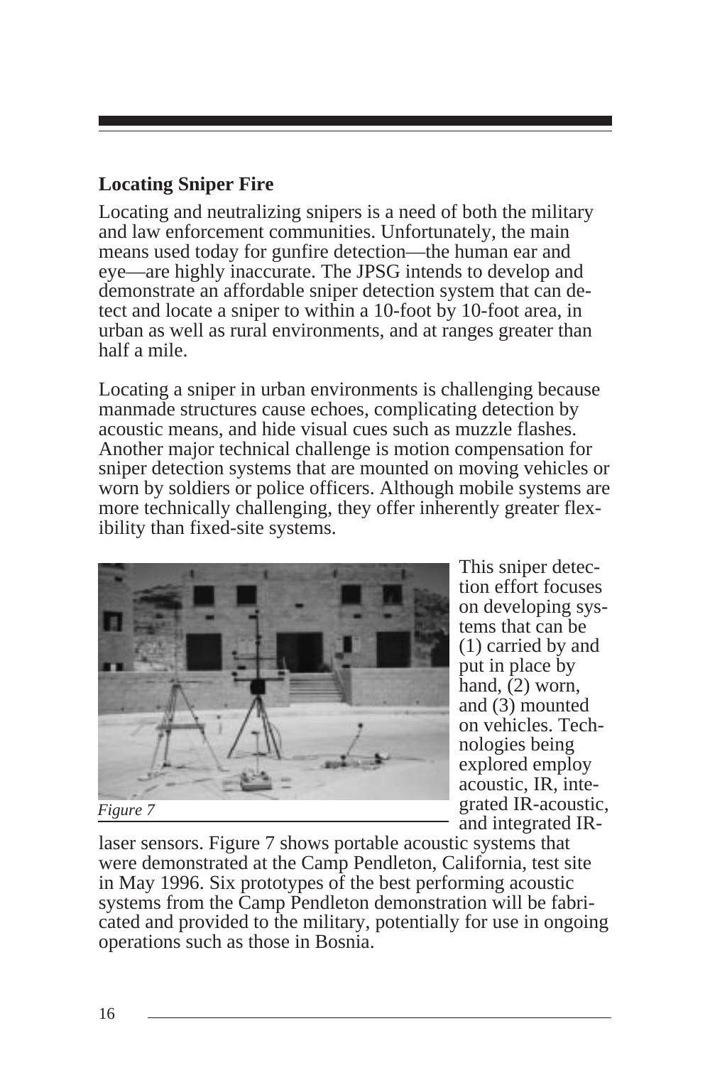## Locating Sniper Fire

Locating and neutralizing snipers is a need of both the military and law enforcement communities. Unfortunately, the main means used today for gunfire detection—the human ear and eye—are highly inaccurate. The JPSG intends to develop and demonstrate an affordable sniper detection system that can detect and locate a sniper to within a 10-foot by 10-foot area, in urban as well as rural environments, and at ranges greater than half a mile.

Locating a sniper in urban environments is challenging because manmade structures cause echoes, complicating detection by acoustic means, and hide visual cues such as muzzle flashes. Another major technical challenge is motion compensation for sniper detection systems that are mounted on moving vehicles or worn by soldiers or police officers. Although mobile systems are more technically challenging, they offer inherently greater flexibility than fixed-site systems.

*Figure 7*

This sniper detection effort focuses on developing systems that can be (1) carried by and put in place by hand, (2) worn, and (3) mounted on vehicles. Technologies being explored employ acoustic, IR, integrated IR-acoustic, and integrated IR-laser sensors. Figure 7 shows portable acoustic systems that were demonstrated at the Camp Pendleton, California, test site in May 1996. Six prototypes of the best performing acoustic systems from the Camp Pendleton demonstration will be fabricated and provided to the military, potentially for use in ongoing operations such as those in Bosnia.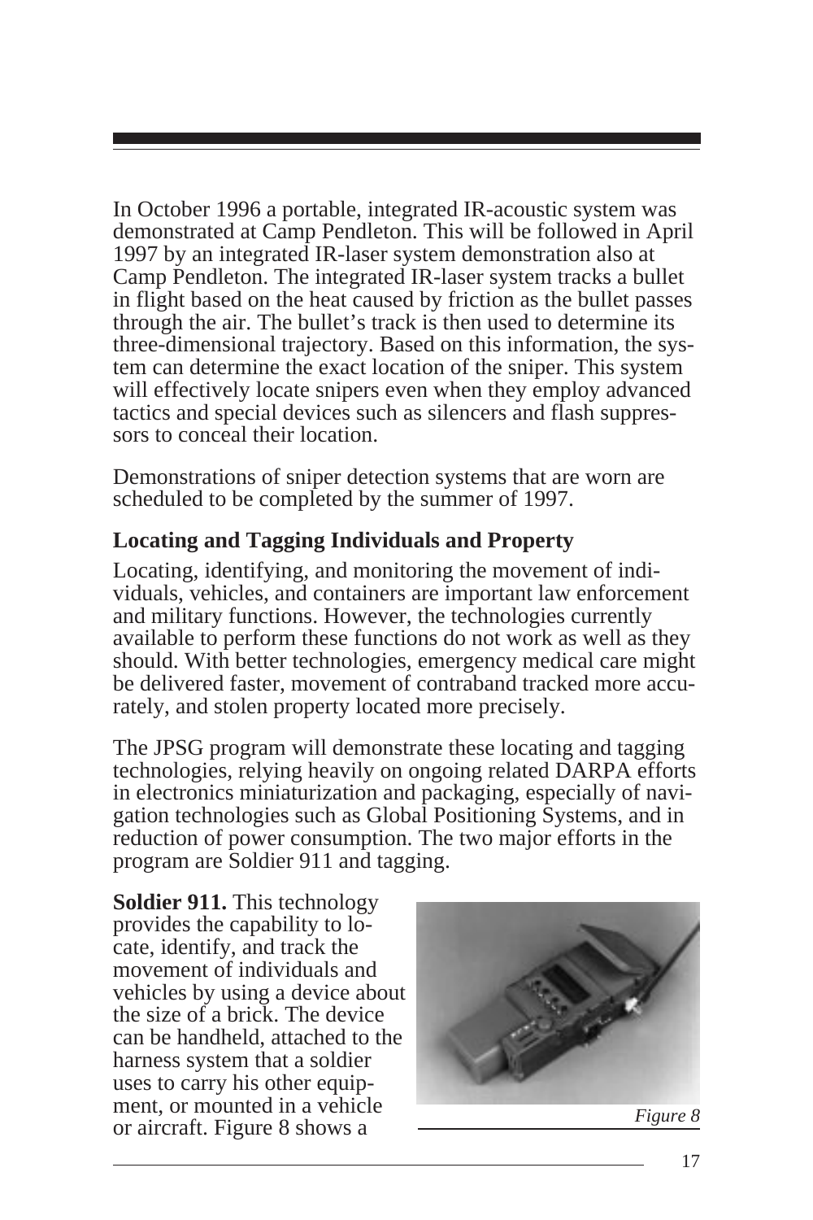In October 1996 a portable, integrated IR-acoustic system was demonstrated at Camp Pendleton. This will be followed in April 1997 by an integrated IR-laser system demonstration also at Camp Pendleton. The integrated IR-laser system tracks a bullet in flight based on the heat caused by friction as the bullet passes through the air. The bullet's track is then used to determine its three-dimensional trajectory. Based on this information, the system can determine the exact location of the sniper. This system will effectively locate snipers even when they employ advanced tactics and special devices such as silencers and flash suppressors to conceal their location.

Demonstrations of sniper detection systems that are worn are scheduled to be completed by the summer of 1997.

### Locating and Tagging Individuals and Property

Locating, identifying, and monitoring the movement of individuals, vehicles, and containers are important law enforcement and military functions. However, the technologies currently available to perform these functions do not work as well as they should. With better technologies, emergency medical care might be delivered faster, movement of contraband tracked more accurately, and stolen property located more precisely.

The JPSG program will demonstrate these locating and tagging technologies, relying heavily on ongoing related DARPA efforts in electronics miniaturization and packaging, especially of navigation technologies such as Global Positioning Systems, and in reduction of power consumption. The two major efforts in the program are Soldier 911 and tagging.

**Soldier 911.** This technology provides the capability to locate, identify, and track the movement of individuals and vehicles by using a device about the size of a brick. The device can be handheld, attached to the harness system that a soldier uses to carry his other equipment, or mounted in a vehicle or aircraft. Figure 8 shows a

*Figure 8*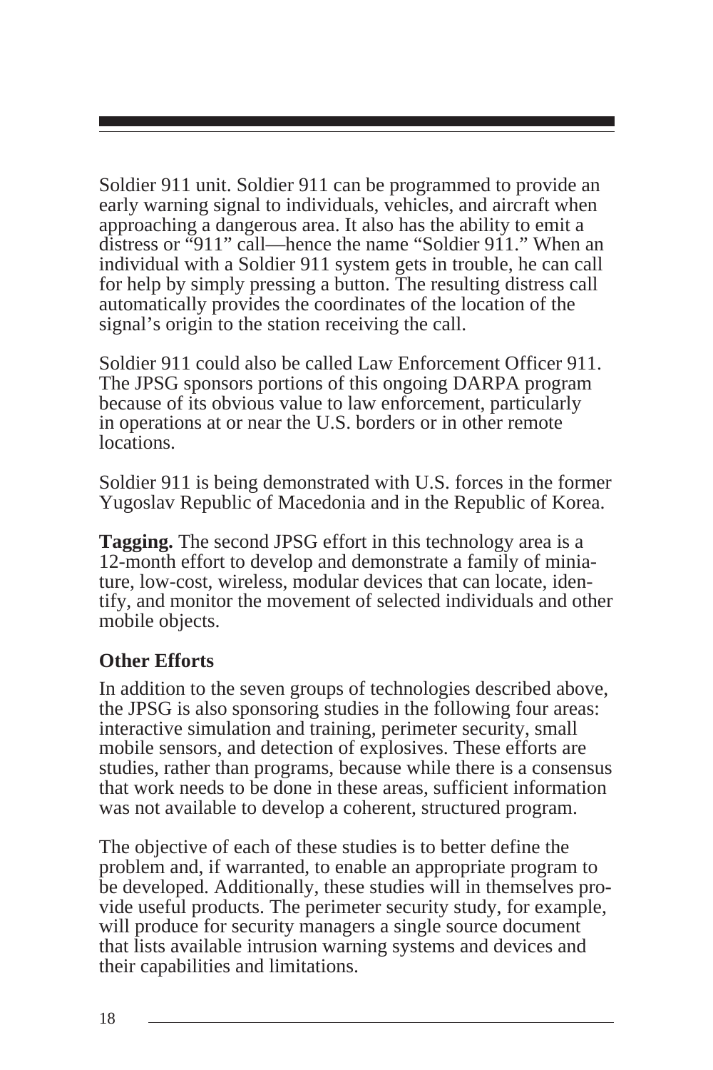Soldier 911 unit. Soldier 911 can be programmed to provide an early warning signal to individuals, vehicles, and aircraft when approaching a dangerous area. It also has the ability to emit a distress or "911" call—hence the name "Soldier 911." When an individual with a Soldier 911 system gets in trouble, he can call for help by simply pressing a button. The resulting distress call automatically provides the coordinates of the location of the signal's origin to the station receiving the call.

Soldier 911 could also be called Law Enforcement Officer 911. The JPSG sponsors portions of this ongoing DARPA program because of its obvious value to law enforcement, particularly in operations at or near the U.S. borders or in other remote locations.

Soldier 911 is being demonstrated with U.S. forces in the former Yugoslav Republic of Macedonia and in the Republic of Korea.

**Tagging.** The second JPSG effort in this technology area is a 12-month effort to develop and demonstrate a family of miniature, low-cost, wireless, modular devices that can locate, identify, and monitor the movement of selected individuals and other mobile objects.

### Other Efforts

In addition to the seven groups of technologies described above, the JPSG is also sponsoring studies in the following four areas: interactive simulation and training, perimeter security, small mobile sensors, and detection of explosives. These efforts are studies, rather than programs, because while there is a consensus that work needs to be done in these areas, sufficient information was not available to develop a coherent, structured program.

The objective of each of these studies is to better define the problem and, if warranted, to enable an appropriate program to be developed. Additionally, these studies will in themselves provide useful products. The perimeter security study, for example, will produce for security managers a single source document that lists available intrusion warning systems and devices and their capabilities and limitations.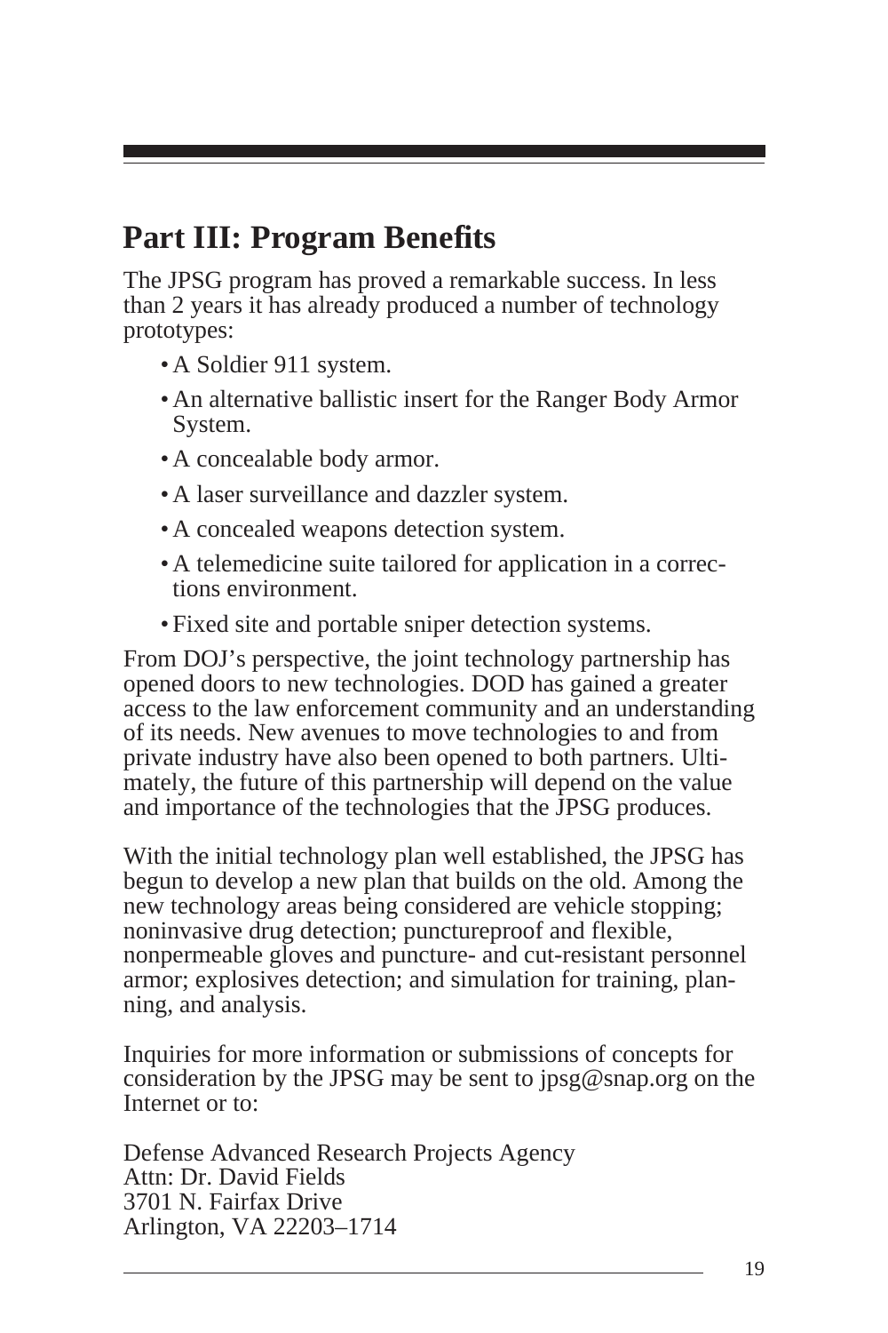## Part III: Program Benefits

The JPSG program has proved a remarkable success. In less than 2 years it has already produced a number of technology prototypes:

- A Soldier 911 system.
- An alternative ballistic insert for the Ranger Body Armor System.
- A concealable body armor.
- A laser surveillance and dazzler system.
- A concealed weapons detection system.
- A telemedicine suite tailored for application in a corrections environment.
- Fixed site and portable sniper detection systems.

From DOJ's perspective, the joint technology partnership has opened doors to new technologies. DOD has gained a greater access to the law enforcement community and an understanding of its needs. New avenues to move technologies to and from private industry have also been opened to both partners. Ultimately, the future of this partnership will depend on the value and importance of the technologies that the JPSG produces.

With the initial technology plan well established, the JPSG has begun to develop a new plan that builds on the old. Among the new technology areas being considered are vehicle stopping; noninvasive drug detection; punctureproof and flexible, nonpermeable gloves and puncture- and cut-resistant personnel armor; explosives detection; and simulation for training, planning, and analysis.

Inquiries for more information or submissions of concepts for consideration by the JPSG may be sent to jpsg@snap.org on the Internet or to:

Defense Advanced Research Projects Agency
Attn: Dr. David Fields
3701 N. Fairfax Drive
Arlington, VA 22203–1714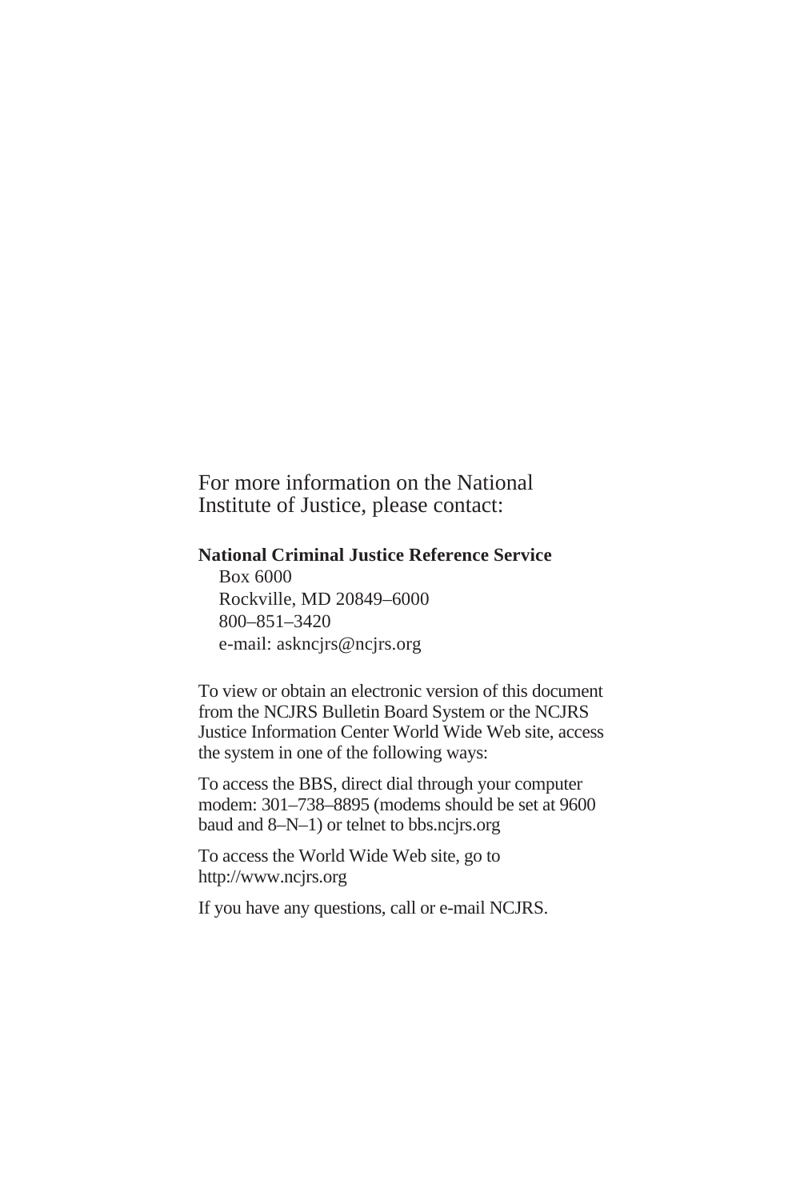For more information on the National Institute of Justice, please contact:

**National Criminal Justice Reference Service**

Box 6000
Rockville, MD 20849–6000
800–851–3420
e-mail: askncjrs@ncjrs.org

To view or obtain an electronic version of this document from the NCJRS Bulletin Board System or the NCJRS Justice Information Center World Wide Web site, access the system in one of the following ways:

To access the BBS, direct dial through your computer modem: 301–738–8895 (modems should be set at 9600 baud and 8–N–1) or telnet to bbs.ncjrs.org

To access the World Wide Web site, go to http://www.ncjrs.org

If you have any questions, call or e-mail NCJRS.